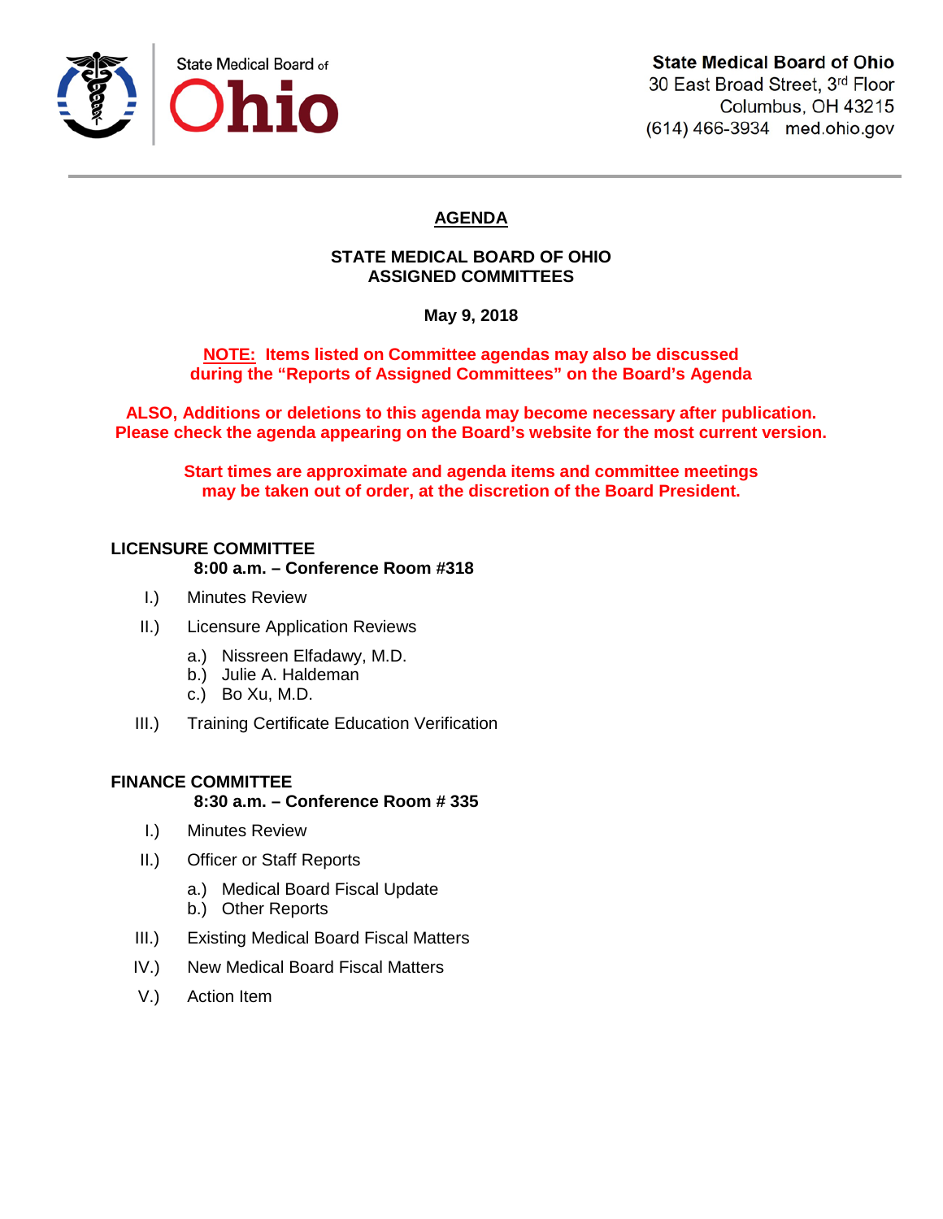State Medical Board of Ohio

**State Medical Board of Ohio**
30 East Broad Street, 3rd Floor
Columbus, OH 43215
(614) 466-3934 med.ohio.gov

# AGENDA

**STATE MEDICAL BOARD OF OHIO**
**ASSIGNED COMMITTEES**

**May 9, 2018**

**NOTE: Items listed on Committee agendas may also be discussed during the "Reports of Assigned Committees" on the Board's Agenda**

**ALSO, Additions or deletions to this agenda may become necessary after publication. Please check the agenda appearing on the Board's website for the most current version.**

**Start times are approximate and agenda items and committee meetings may be taken out of order, at the discretion of the Board President.**

## LICENSURE COMMITTEE

**8:00 a.m. – Conference Room #318**

I.) Minutes Review

II.) Licensure Application Reviews

- a.) Nissreen Elfadawy, M.D.
- b.) Julie A. Haldeman
- c.) Bo Xu, M.D.

III.) Training Certificate Education Verification

## FINANCE COMMITTEE

**8:30 a.m. – Conference Room # 335**

I.) Minutes Review

II.) Officer or Staff Reports

- a.) Medical Board Fiscal Update
- b.) Other Reports

III.) Existing Medical Board Fiscal Matters

IV.) New Medical Board Fiscal Matters

V.) Action Item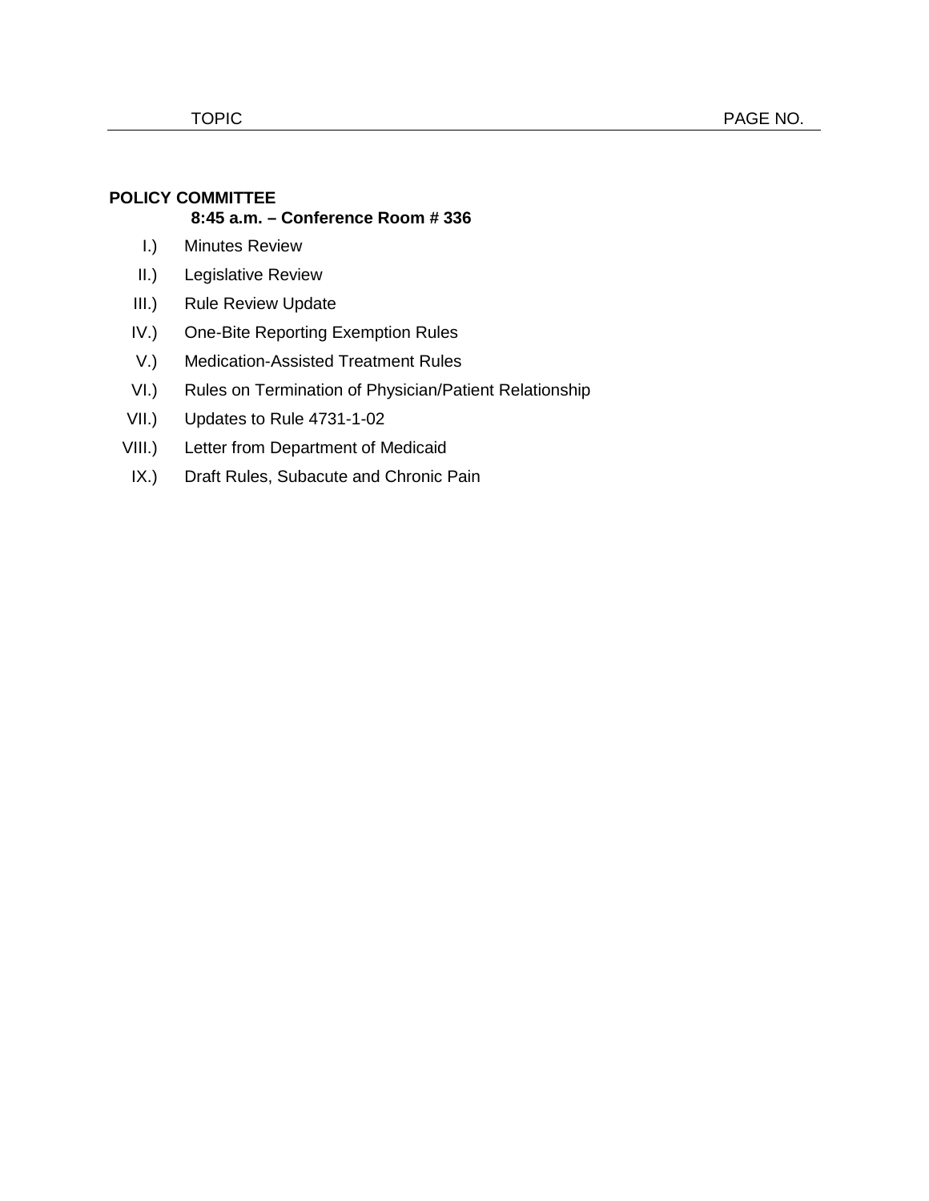| TOPIC | PAGE NO. |
|---|---|

**POLICY COMMITTEE**

**8:45 a.m. – Conference Room # 336**

I.) Minutes Review

II.) Legislative Review

III.) Rule Review Update

IV.) One-Bite Reporting Exemption Rules

V.) Medication-Assisted Treatment Rules

VI.) Rules on Termination of Physician/Patient Relationship

VII.) Updates to Rule 4731-1-02

VIII.) Letter from Department of Medicaid

IX.) Draft Rules, Subacute and Chronic Pain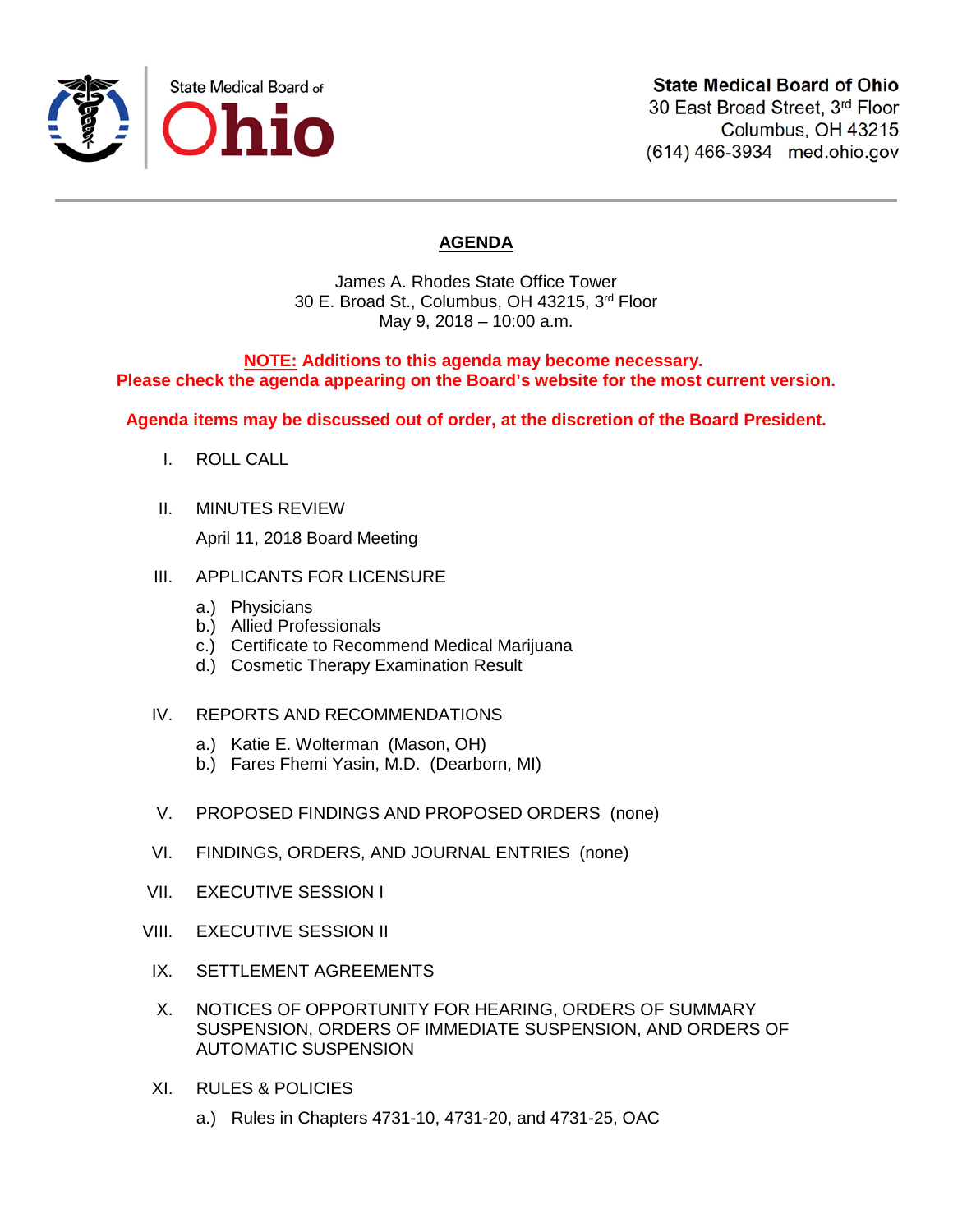State Medical Board of Ohio

**State Medical Board of Ohio**
30 East Broad Street, 3rd Floor
Columbus, OH 43215
(614) 466-3934 med.ohio.gov

# AGENDA

James A. Rhodes State Office Tower
30 E. Broad St., Columbus, OH 43215, 3rd Floor
May 9, 2018 – 10:00 a.m.

**NOTE: Additions to this agenda may become necessary.**
**Please check the agenda appearing on the Board's website for the most current version.**

**Agenda items may be discussed out of order, at the discretion of the Board President.**

I. ROLL CALL

II. MINUTES REVIEW

April 11, 2018 Board Meeting

III. APPLICANTS FOR LICENSURE

a.) Physicians
b.) Allied Professionals
c.) Certificate to Recommend Medical Marijuana
d.) Cosmetic Therapy Examination Result

IV. REPORTS AND RECOMMENDATIONS

a.) Katie E. Wolterman (Mason, OH)
b.) Fares Fhemi Yasin, M.D. (Dearborn, MI)

V. PROPOSED FINDINGS AND PROPOSED ORDERS (none)

VI. FINDINGS, ORDERS, AND JOURNAL ENTRIES (none)

VII. EXECUTIVE SESSION I

VIII. EXECUTIVE SESSION II

IX. SETTLEMENT AGREEMENTS

X. NOTICES OF OPPORTUNITY FOR HEARING, ORDERS OF SUMMARY SUSPENSION, ORDERS OF IMMEDIATE SUSPENSION, AND ORDERS OF AUTOMATIC SUSPENSION

XI. RULES & POLICIES

a.) Rules in Chapters 4731-10, 4731-20, and 4731-25, OAC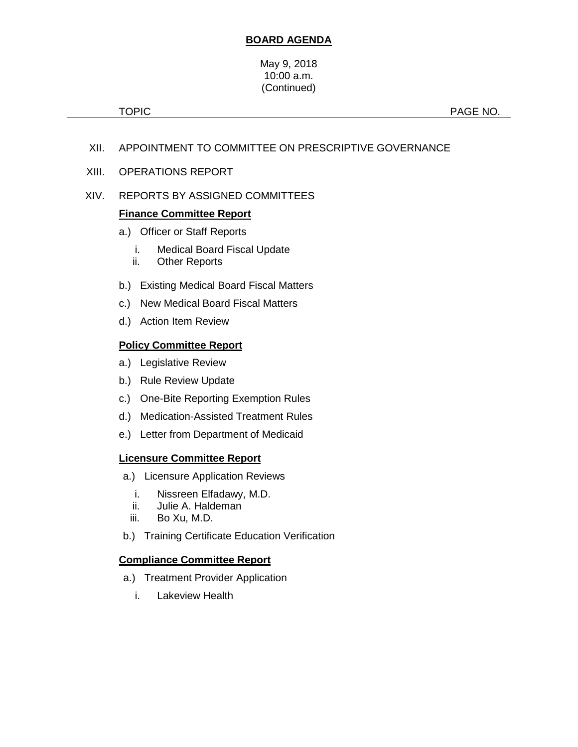**BOARD AGENDA**

May 9, 2018
10:00 a.m.
(Continued)

TOPIC PAGE NO.

XII. APPOINTMENT TO COMMITTEE ON PRESCRIPTIVE GOVERNANCE

XIII. OPERATIONS REPORT

XIV. REPORTS BY ASSIGNED COMMITTEES

**Finance Committee Report**

a.) Officer or Staff Reports

i. Medical Board Fiscal Update
ii. Other Reports

b.) Existing Medical Board Fiscal Matters

c.) New Medical Board Fiscal Matters

d.) Action Item Review

**Policy Committee Report**

a.) Legislative Review

b.) Rule Review Update

c.) One-Bite Reporting Exemption Rules

d.) Medication-Assisted Treatment Rules

e.) Letter from Department of Medicaid

**Licensure Committee Report**

a.) Licensure Application Reviews

i. Nissreen Elfadawy, M.D.
ii. Julie A. Haldeman
iii. Bo Xu, M.D.

b.) Training Certificate Education Verification

**Compliance Committee Report**

a.) Treatment Provider Application

i. Lakeview Health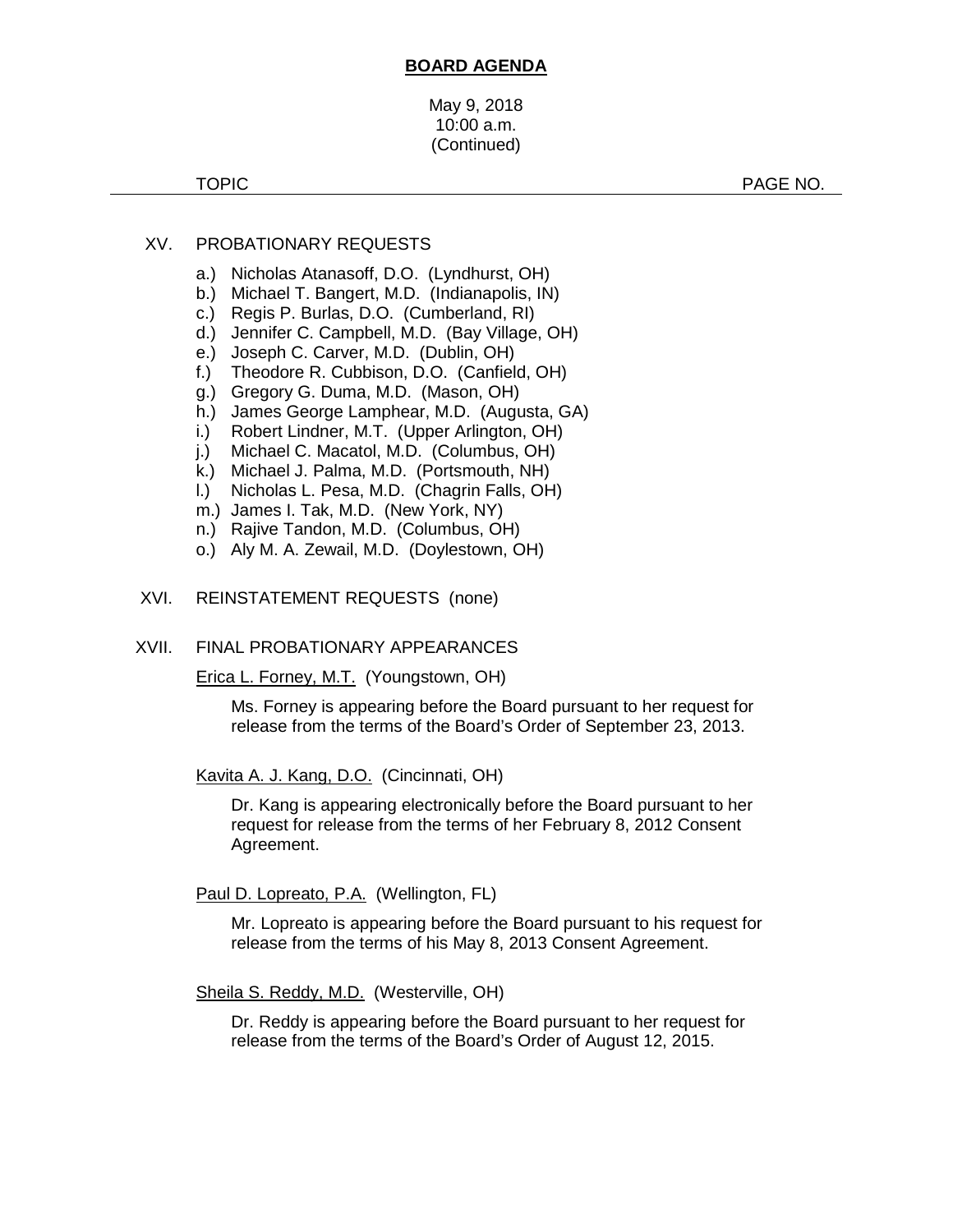**BOARD AGENDA**

May 9, 2018
10:00 a.m.
(Continued)

TOPIC PAGE NO.

XV. PROBATIONARY REQUESTS

a.) Nicholas Atanasoff, D.O. (Lyndhurst, OH)
b.) Michael T. Bangert, M.D. (Indianapolis, IN)
c.) Regis P. Burlas, D.O. (Cumberland, RI)
d.) Jennifer C. Campbell, M.D. (Bay Village, OH)
e.) Joseph C. Carver, M.D. (Dublin, OH)
f.) Theodore R. Cubbison, D.O. (Canfield, OH)
g.) Gregory G. Duma, M.D. (Mason, OH)
h.) James George Lamphear, M.D. (Augusta, GA)
i.) Robert Lindner, M.T. (Upper Arlington, OH)
j.) Michael C. Macatol, M.D. (Columbus, OH)
k.) Michael J. Palma, M.D. (Portsmouth, NH)
l.) Nicholas L. Pesa, M.D. (Chagrin Falls, OH)
m.) James I. Tak, M.D. (New York, NY)
n.) Rajive Tandon, M.D. (Columbus, OH)
o.) Aly M. A. Zewail, M.D. (Doylestown, OH)

XVI. REINSTATEMENT REQUESTS (none)

XVII. FINAL PROBATIONARY APPEARANCES

Erica L. Forney, M.T. (Youngstown, OH)

Ms. Forney is appearing before the Board pursuant to her request for release from the terms of the Board's Order of September 23, 2013.

Kavita A. J. Kang, D.O. (Cincinnati, OH)

Dr. Kang is appearing electronically before the Board pursuant to her request for release from the terms of her February 8, 2012 Consent Agreement.

Paul D. Lopreato, P.A. (Wellington, FL)

Mr. Lopreato is appearing before the Board pursuant to his request for release from the terms of his May 8, 2013 Consent Agreement.

Sheila S. Reddy, M.D. (Westerville, OH)

Dr. Reddy is appearing before the Board pursuant to her request for release from the terms of the Board's Order of August 12, 2015.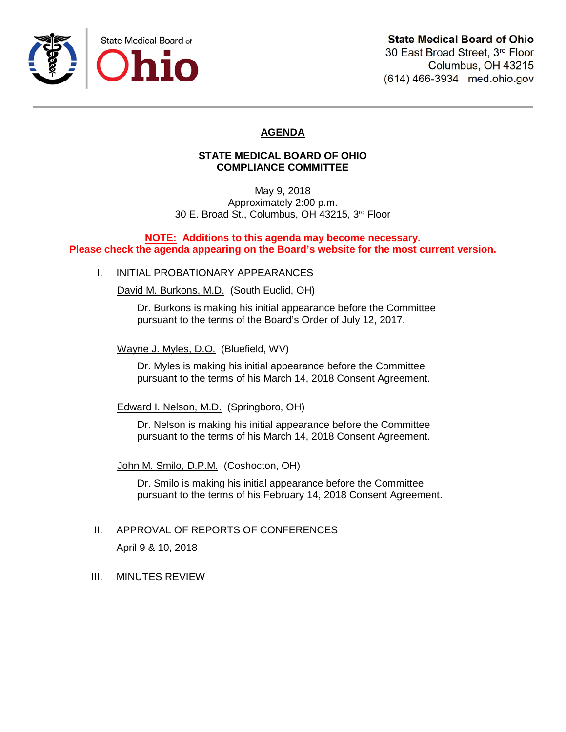State Medical Board of Ohio

**State Medical Board of Ohio**
30 East Broad Street, 3rd Floor
Columbus, OH 43215
(614) 466-3934 med.ohio.gov

# AGENDA

## STATE MEDICAL BOARD OF OHIO
## COMPLIANCE COMMITTEE

May 9, 2018
Approximately 2:00 p.m.
30 E. Broad St., Columbus, OH 43215, 3rd Floor

**NOTE: Additions to this agenda may become necessary.**
**Please check the agenda appearing on the Board's website for the most current version.**

I. INITIAL PROBATIONARY APPEARANCES

David M. Burkons, M.D. (South Euclid, OH)

Dr. Burkons is making his initial appearance before the Committee pursuant to the terms of the Board's Order of July 12, 2017.

Wayne J. Myles, D.O. (Bluefield, WV)

Dr. Myles is making his initial appearance before the Committee pursuant to the terms of his March 14, 2018 Consent Agreement.

Edward I. Nelson, M.D. (Springboro, OH)

Dr. Nelson is making his initial appearance before the Committee pursuant to the terms of his March 14, 2018 Consent Agreement.

John M. Smilo, D.P.M. (Coshocton, OH)

Dr. Smilo is making his initial appearance before the Committee pursuant to the terms of his February 14, 2018 Consent Agreement.

II. APPROVAL OF REPORTS OF CONFERENCES

April 9 & 10, 2018

III. MINUTES REVIEW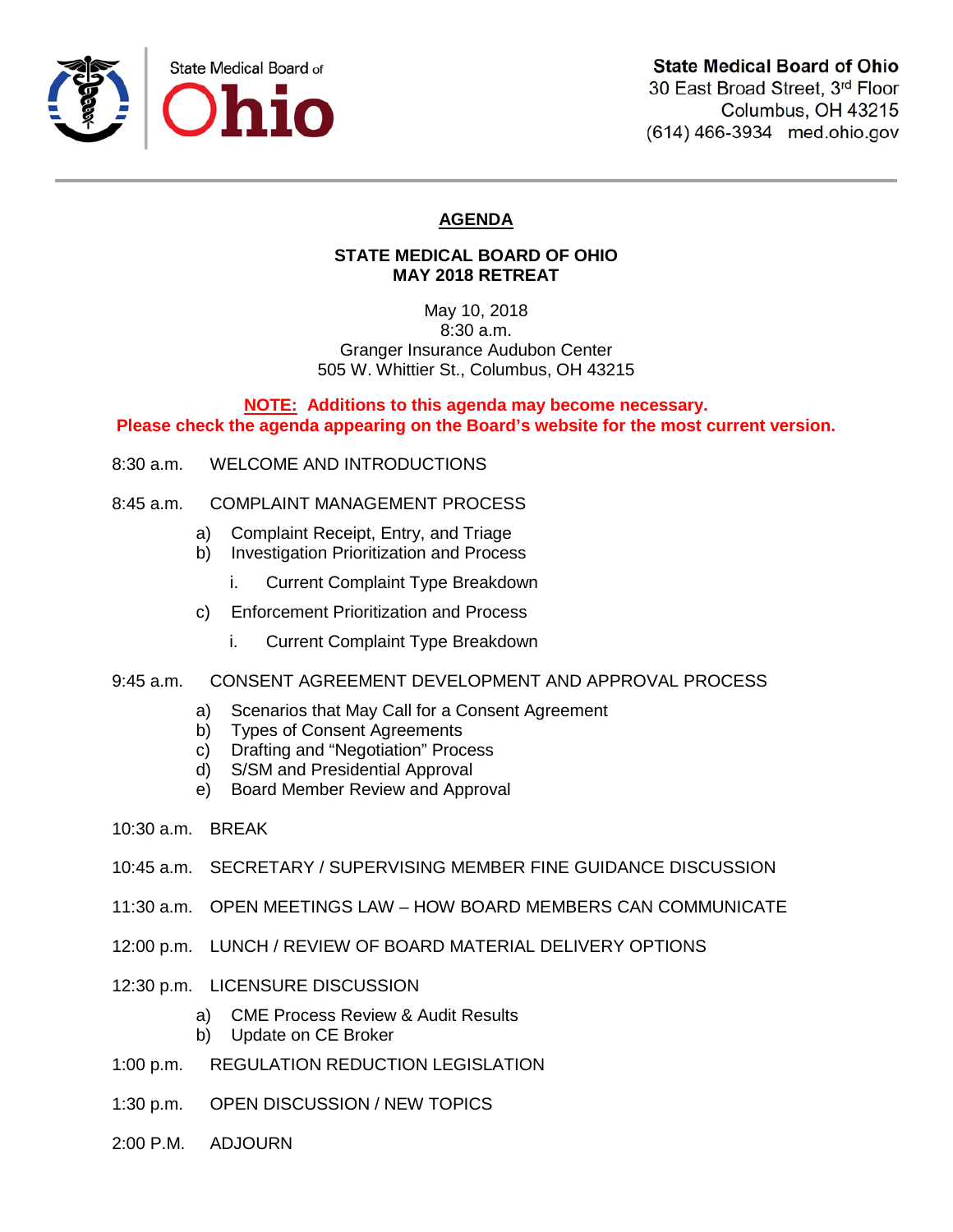State Medical Board of Ohio

**State Medical Board of Ohio**
30 East Broad Street, 3rd Floor
Columbus, OH 43215
(614) 466-3934 med.ohio.gov

# AGENDA

**STATE MEDICAL BOARD OF OHIO**
**MAY 2018 RETREAT**

May 10, 2018
8:30 a.m.
Granger Insurance Audubon Center
505 W. Whittier St., Columbus, OH 43215

**NOTE: Additions to this agenda may become necessary.**
**Please check the agenda appearing on the Board's website for the most current version.**

8:30 a.m. WELCOME AND INTRODUCTIONS

8:45 a.m. COMPLAINT MANAGEMENT PROCESS

- a) Complaint Receipt, Entry, and Triage
- b) Investigation Prioritization and Process
  - i. Current Complaint Type Breakdown
- c) Enforcement Prioritization and Process
  - i. Current Complaint Type Breakdown

9:45 a.m. CONSENT AGREEMENT DEVELOPMENT AND APPROVAL PROCESS

- a) Scenarios that May Call for a Consent Agreement
- b) Types of Consent Agreements
- c) Drafting and "Negotiation" Process
- d) S/SM and Presidential Approval
- e) Board Member Review and Approval

10:30 a.m. BREAK

10:45 a.m. SECRETARY / SUPERVISING MEMBER FINE GUIDANCE DISCUSSION

11:30 a.m. OPEN MEETINGS LAW – HOW BOARD MEMBERS CAN COMMUNICATE

12:00 p.m. LUNCH / REVIEW OF BOARD MATERIAL DELIVERY OPTIONS

12:30 p.m. LICENSURE DISCUSSION

- a) CME Process Review & Audit Results
- b) Update on CE Broker

1:00 p.m. REGULATION REDUCTION LEGISLATION

1:30 p.m. OPEN DISCUSSION / NEW TOPICS

2:00 P.M. ADJOURN